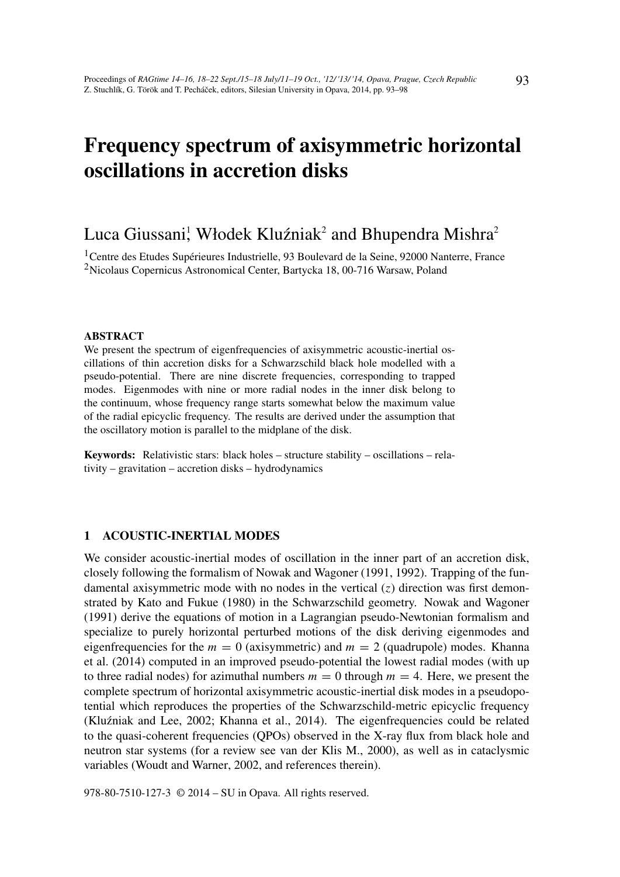# Frequency spectrum of axisymmetric horizontal oscillations in accretion disks

Luca Giussani[1], Włodek Kluźniak[2] and Bhupendra Mishra[2]

[1]Centre des Etudes Supérieures Industrielle, 93 Boulevard de la Seine, 92000 Nanterre, France
[2]Nicolaus Copernicus Astronomical Center, Bartycka 18, 00-716 Warsaw, Poland

**ABSTRACT**

We present the spectrum of eigenfrequencies of axisymmetric acoustic-inertial oscillations of thin accretion disks for a Schwarzschild black hole modelled with a pseudo-potential. There are nine discrete frequencies, corresponding to trapped modes. Eigenmodes with nine or more radial nodes in the inner disk belong to the continuum, whose frequency range starts somewhat below the maximum value of the radial epicyclic frequency. The results are derived under the assumption that the oscillatory motion is parallel to the midplane of the disk.

**Keywords:** Relativistic stars: black holes – structure stability – oscillations – relativity – gravitation – accretion disks – hydrodynamics

## 1 ACOUSTIC-INERTIAL MODES

We consider acoustic-inertial modes of oscillation in the inner part of an accretion disk, closely following the formalism of Nowak and Wagoner (1991, 1992). Trapping of the fundamental axisymmetric mode with no nodes in the vertical ($z$) direction was first demonstrated by Kato and Fukue (1980) in the Schwarzschild geometry. Nowak and Wagoner (1991) derive the equations of motion in a Lagrangian pseudo-Newtonian formalism and specialize to purely horizontal perturbed motions of the disk deriving eigenmodes and eigenfrequencies for the $m = 0$ (axisymmetric) and $m = 2$ (quadrupole) modes. Khanna et al. (2014) computed in an improved pseudo-potential the lowest radial modes (with up to three radial nodes) for azimuthal numbers $m = 0$ through $m = 4$. Here, we present the complete spectrum of horizontal axisymmetric acoustic-inertial disk modes in a pseudopotential which reproduces the properties of the Schwarzschild-metric epicyclic frequency (Kluźniak and Lee, 2002; Khanna et al., 2014). The eigenfrequencies could be related to the quasi-coherent frequencies (QPOs) observed in the X-ray flux from black hole and neutron star systems (for a review see van der Klis M., 2000), as well as in cataclysmic variables (Woudt and Warner, 2002, and references therein).

978-80-7510-127-3 © 2014 – SU in Opava. All rights reserved.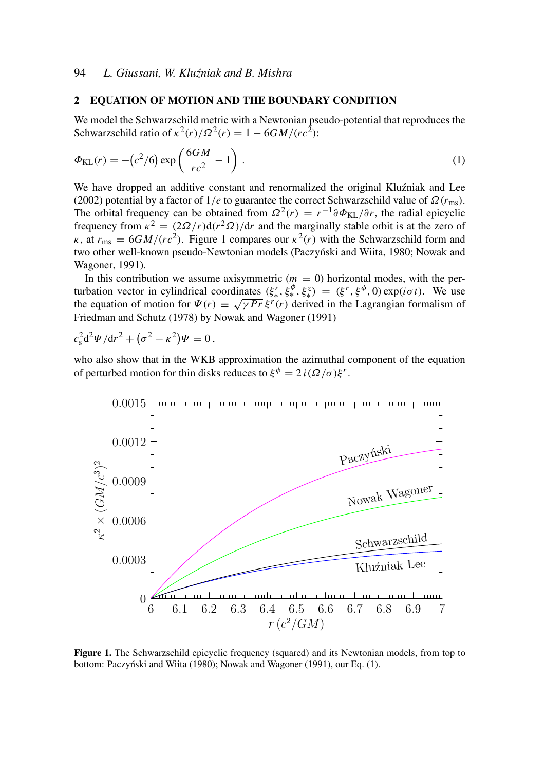## 2 EQUATION OF MOTION AND THE BOUNDARY CONDITION

We model the Schwarzschild metric with a Newtonian pseudo-potential that reproduces the Schwarzschild ratio of $\kappa^2(r)/\Omega^2(r) = 1 - 6GM/(rc^2)$:

$$\Phi_{\rm KL}(r) = -\left(c^2/6\right)\exp\left(\frac{6GM}{rc^2} - 1\right). \tag{1}$$

We have dropped an additive constant and renormalized the original Kluźniak and Lee (2002) potential by a factor of $1/e$ to guarantee the correct Schwarzschild value of $\Omega(r_{\rm ms})$. The orbital frequency can be obtained from $\Omega^2(r) = r^{-1}\partial\Phi_{\rm KL}/\partial r$, the radial epicyclic frequency from $\kappa^2 = (2\Omega/r){\rm d}(r^2\Omega)/{\rm d}r$ and the marginally stable orbit is at the zero of $\kappa$, at $r_{\rm ms} = 6GM/(rc^2)$. Figure 1 compares our $\kappa^2(r)$ with the Schwarzschild form and two other well-known pseudo-Newtonian models (Paczyński and Wiita, 1980; Nowak and Wagoner, 1991).

In this contribution we assume axisymmetric ($m = 0$) horizontal modes, with the perturbation vector in cylindrical coordinates $(\xi_*^r, \xi_*^\phi, \xi_*^z) = (\xi^r, \xi^\phi, 0)\exp(i\sigma t)$. We use the equation of motion for $\Psi(r) \equiv \sqrt{\gamma P r}\,\xi^r(r)$ derived in the Lagrangian formalism of Friedman and Schutz (1978) by Nowak and Wagoner (1991)

$$c_{\rm s}^2{\rm d}^2\Psi/{\rm d}r^2 + \left(\sigma^2 - \kappa^2\right)\Psi = 0\,,$$

who also show that in the WKB approximation the azimuthal component of the equation of perturbed motion for thin disks reduces to $\xi^\phi = 2\,i\,(\Omega/\sigma)\xi^r$.

**Figure 1.** The Schwarzschild epicyclic frequency (squared) and its Newtonian models, from top to bottom: Paczyński and Wiita (1980); Nowak and Wagoner (1991), our Eq. (1).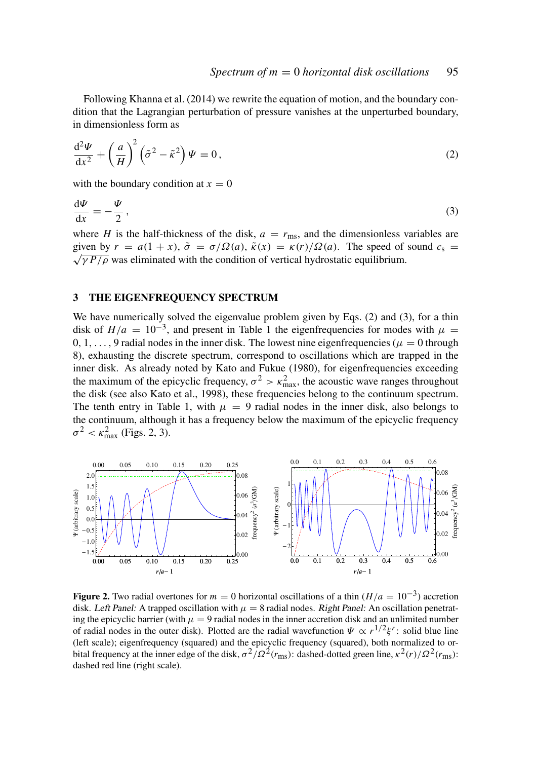Following Khanna et al. (2014) we rewrite the equation of motion, and the boundary condition that the Lagrangian perturbation of pressure vanishes at the unperturbed boundary, in dimensionless form as

$$\frac{\mathrm{d}^2\Psi}{\mathrm{d}x^2} + \left(\frac{a}{H}\right)^2 \left(\tilde{\sigma}^2 - \tilde{\kappa}^2\right)\Psi = 0\,, \tag{2}$$

with the boundary condition at $x = 0$

$$\frac{\mathrm{d}\Psi}{\mathrm{d}x} = -\frac{\Psi}{2}\,, \tag{3}$$

where $H$ is the half-thickness of the disk, $a = r_{\mathrm{ms}}$, and the dimensionless variables are given by $r = a(1 + x)$, $\tilde{\sigma} = \sigma/\Omega(a)$, $\tilde{\kappa}(x) = \kappa(r)/\Omega(a)$. The speed of sound $c_{\mathrm{s}} = \sqrt{\gamma P/\rho}$ was eliminated with the condition of vertical hydrostatic equilibrium.

## 3 THE EIGENFREQUENCY SPECTRUM

We have numerically solved the eigenvalue problem given by Eqs. (2) and (3), for a thin disk of $H/a = 10^{-3}$, and present in Table 1 the eigenfrequencies for modes with $\mu = 0, 1, \ldots, 9$ radial nodes in the inner disk. The lowest nine eigenfrequencies ($\mu = 0$ through 8), exhausting the discrete spectrum, correspond to oscillations which are trapped in the inner disk. As already noted by Kato and Fukue (1980), for eigenfrequencies exceeding the maximum of the epicyclic frequency, $\sigma^2 > \kappa^2_{\mathrm{max}}$, the acoustic wave ranges throughout the disk (see also Kato et al., 1998), these frequencies belong to the continuum spectrum. The tenth entry in Table 1, with $\mu = 9$ radial nodes in the inner disk, also belongs to the continuum, although it has a frequency below the maximum of the epicyclic frequency $\sigma^2 < \kappa^2_{\mathrm{max}}$ (Figs. 2, 3).

**Figure 2.** Two radial overtones for $m = 0$ horizontal oscillations of a thin ($H/a = 10^{-3}$) accretion disk. *Left Panel:* A trapped oscillation with $\mu = 8$ radial nodes. *Right Panel:* An oscillation penetrating the epicyclic barrier (with $\mu = 9$ radial nodes in the inner accretion disk and an unlimited number of radial nodes in the outer disk). Plotted are the radial wavefunction $\Psi \propto r^{1/2}\xi^r$: solid blue line (left scale); eigenfrequency (squared) and the epicyclic frequency (squared), both normalized to orbital frequency at the inner edge of the disk, $\sigma^2/\Omega^2(r_{\mathrm{ms}})$: dashed-dotted green line, $\kappa^2(r)/\Omega^2(r_{\mathrm{ms}})$: dashed red line (right scale).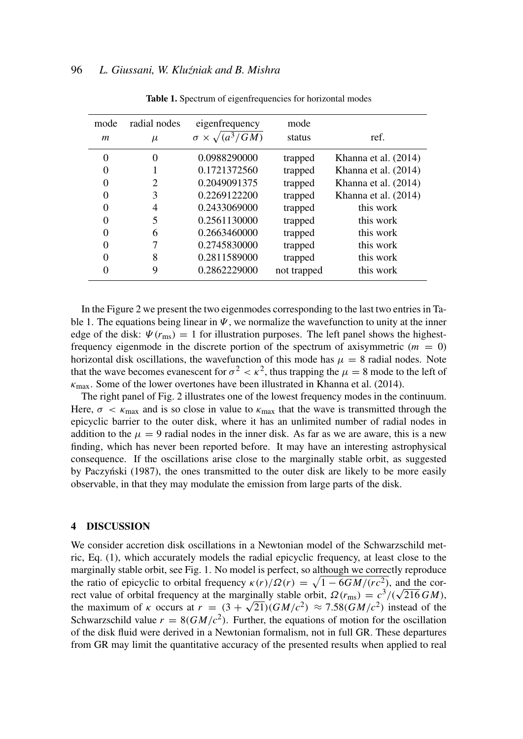**Table 1.** Spectrum of eigenfrequencies for horizontal modes

| mode $m$ | radial nodes $\mu$ | eigenfrequency $\sigma \times \sqrt{(a^3/GM)}$ | mode status | ref. |
|---|---|---|---|---|
| 0 | 0 | 0.0988290000 | trapped | Khanna et al. (2014) |
| 0 | 1 | 0.1721372560 | trapped | Khanna et al. (2014) |
| 0 | 2 | 0.2049091375 | trapped | Khanna et al. (2014) |
| 0 | 3 | 0.2269122200 | trapped | Khanna et al. (2014) |
| 0 | 4 | 0.2433069000 | trapped | this work |
| 0 | 5 | 0.2561130000 | trapped | this work |
| 0 | 6 | 0.2663460000 | trapped | this work |
| 0 | 7 | 0.2745830000 | trapped | this work |
| 0 | 8 | 0.2811589000 | trapped | this work |
| 0 | 9 | 0.2862229000 | not trapped | this work |

In the Figure 2 we present the two eigenmodes corresponding to the last two entries in Table 1. The equations being linear in $\Psi$, we normalize the wavefunction to unity at the inner edge of the disk: $\Psi(r_{\rm ms}) = 1$ for illustration purposes. The left panel shows the highest-frequency eigenmode in the discrete portion of the spectrum of axisymmetric ($m = 0$) horizontal disk oscillations, the wavefunction of this mode has $\mu = 8$ radial nodes. Note that the wave becomes evanescent for $\sigma^2 < \kappa^2$, thus trapping the $\mu = 8$ mode to the left of $\kappa_{\rm max}$. Some of the lower overtones have been illustrated in Khanna et al. (2014).

The right panel of Fig. 2 illustrates one of the lowest frequency modes in the continuum. Here, $\sigma < \kappa_{\rm max}$ and is so close in value to $\kappa_{\rm max}$ that the wave is transmitted through the epicyclic barrier to the outer disk, where it has an unlimited number of radial nodes in addition to the $\mu = 9$ radial nodes in the inner disk. As far as we are aware, this is a new finding, which has never been reported before. It may have an interesting astrophysical consequence. If the oscillations arise close to the marginally stable orbit, as suggested by Paczyński (1987), the ones transmitted to the outer disk are likely to be more easily observable, in that they may modulate the emission from large parts of the disk.

## 4 DISCUSSION

We consider accretion disk oscillations in a Newtonian model of the Schwarzschild metric, Eq. (1), which accurately models the radial epicyclic frequency, at least close to the marginally stable orbit, see Fig. 1. No model is perfect, so although we correctly reproduce the ratio of epicyclic to orbital frequency $\kappa(r)/\Omega(r) = \sqrt{1 - 6GM/(rc^2)}$, and the correct value of orbital frequency at the marginally stable orbit, $\Omega(r_{\rm ms}) = c^3/(\sqrt{216}\,GM)$, the maximum of $\kappa$ occurs at $r = (3 + \sqrt{21})(GM/c^2) \approx 7.58(GM/c^2)$ instead of the Schwarzschild value $r = 8(GM/c^2)$. Further, the equations of motion for the oscillation of the disk fluid were derived in a Newtonian formalism, not in full GR. These departures from GR may limit the quantitative accuracy of the presented results when applied to real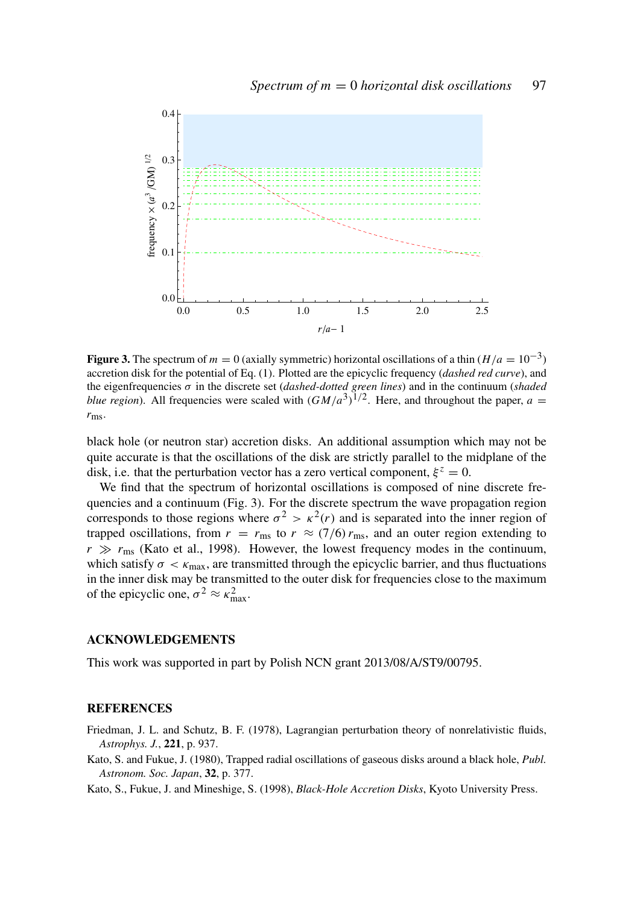**Figure 3.** The spectrum of $m = 0$ (axially symmetric) horizontal oscillations of a thin ($H/a = 10^{-3}$) accretion disk for the potential of Eq. (1). Plotted are the epicyclic frequency (*dashed red curve*), and the eigenfrequencies $\sigma$ in the discrete set (*dashed-dotted green lines*) and in the continuum (*shaded blue region*). All frequencies were scaled with $(GM/a^3)^{1/2}$. Here, and throughout the paper, $a = r_{\rm ms}$.

black hole (or neutron star) accretion disks. An additional assumption which may not be quite accurate is that the oscillations of the disk are strictly parallel to the midplane of the disk, i.e. that the perturbation vector has a zero vertical component, $\xi^z = 0$.

We find that the spectrum of horizontal oscillations is composed of nine discrete frequencies and a continuum (Fig. 3). For the discrete spectrum the wave propagation region corresponds to those regions where $\sigma^2 > \kappa^2(r)$ and is separated into the inner region of trapped oscillations, from $r = r_{\rm ms}$ to $r \approx (7/6)\, r_{\rm ms}$, and an outer region extending to $r \gg r_{\rm ms}$ (Kato et al., 1998). However, the lowest frequency modes in the continuum, which satisfy $\sigma < \kappa_{\rm max}$, are transmitted through the epicyclic barrier, and thus fluctuations in the inner disk may be transmitted to the outer disk for frequencies close to the maximum of the epicyclic one, $\sigma^2 \approx \kappa^2_{\rm max}$.

## ACKNOWLEDGEMENTS

This work was supported in part by Polish NCN grant 2013/08/A/ST9/00795.

## REFERENCES

Friedman, J. L. and Schutz, B. F. (1978), Lagrangian perturbation theory of nonrelativistic fluids, *Astrophys. J.*, **221**, p. 937.

Kato, S. and Fukue, J. (1980), Trapped radial oscillations of gaseous disks around a black hole, *Publ. Astronom. Soc. Japan*, **32**, p. 377.

Kato, S., Fukue, J. and Mineshige, S. (1998), *Black-Hole Accretion Disks*, Kyoto University Press.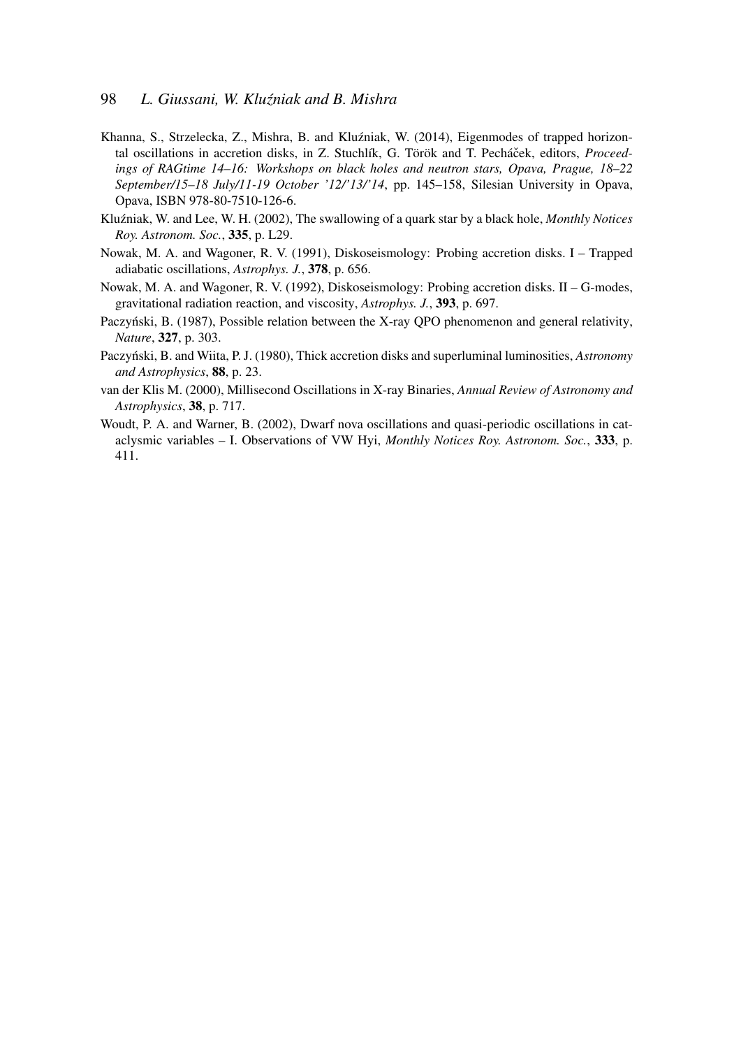Khanna, S., Strzelecka, Z., Mishra, B. and Kluźniak, W. (2014), Eigenmodes of trapped horizontal oscillations in accretion disks, in Z. Stuchlík, G. Török and T. Pecháček, editors, *Proceedings of RAGtime 14–16: Workshops on black holes and neutron stars, Opava, Prague, 18–22 September/15–18 July/11-19 October '12/'13/'14*, pp. 145–158, Silesian University in Opava, Opava, ISBN 978-80-7510-126-6.

Kluźniak, W. and Lee, W. H. (2002), The swallowing of a quark star by a black hole, *Monthly Notices Roy. Astronom. Soc.*, **335**, p. L29.

Nowak, M. A. and Wagoner, R. V. (1991), Diskoseismology: Probing accretion disks. I – Trapped adiabatic oscillations, *Astrophys. J.*, **378**, p. 656.

Nowak, M. A. and Wagoner, R. V. (1992), Diskoseismology: Probing accretion disks. II – G-modes, gravitational radiation reaction, and viscosity, *Astrophys. J.*, **393**, p. 697.

Paczyński, B. (1987), Possible relation between the X-ray QPO phenomenon and general relativity, *Nature*, **327**, p. 303.

Paczyński, B. and Wiita, P. J. (1980), Thick accretion disks and superluminal luminosities, *Astronomy and Astrophysics*, **88**, p. 23.

van der Klis M. (2000), Millisecond Oscillations in X-ray Binaries, *Annual Review of Astronomy and Astrophysics*, **38**, p. 717.

Woudt, P. A. and Warner, B. (2002), Dwarf nova oscillations and quasi-periodic oscillations in cataclysmic variables – I. Observations of VW Hyi, *Monthly Notices Roy. Astronom. Soc.*, **333**, p. 411.